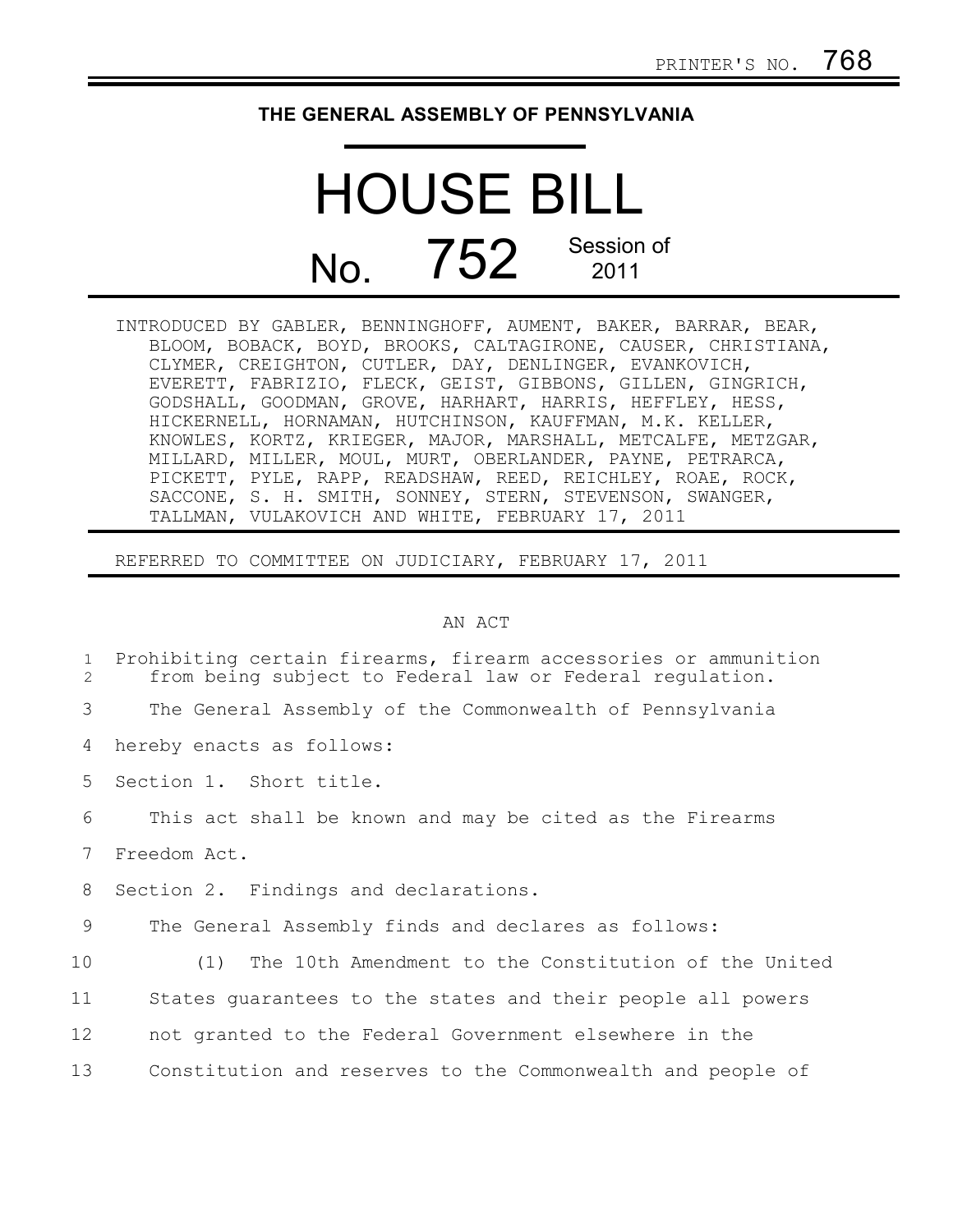PRINTER'S NO. 768

**THE GENERAL ASSEMBLY OF PENNSYLVANIA**

# HOUSE BILL

## No. 752 Session of 2011

INTRODUCED BY GABLER, BENNINGHOFF, AUMENT, BAKER, BARRAR, BEAR, BLOOM, BOBACK, BOYD, BROOKS, CALTAGIRONE, CAUSER, CHRISTIANA, CLYMER, CREIGHTON, CUTLER, DAY, DENLINGER, EVANKOVICH, EVERETT, FABRIZIO, FLECK, GEIST, GIBBONS, GILLEN, GINGRICH, GODSHALL, GOODMAN, GROVE, HARHART, HARRIS, HEFFLEY, HESS, HICKERNELL, HORNAMAN, HUTCHINSON, KAUFFMAN, M.K. KELLER, KNOWLES, KORTZ, KRIEGER, MAJOR, MARSHALL, METCALFE, METZGAR, MILLARD, MILLER, MOUL, MURT, OBERLANDER, PAYNE, PETRARCA, PICKETT, PYLE, RAPP, READSHAW, REED, REICHLEY, ROAE, ROCK, SACCONE, S. H. SMITH, SONNEY, STERN, STEVENSON, SWANGER, TALLMAN, VULAKOVICH AND WHITE, FEBRUARY 17, 2011

REFERRED TO COMMITTEE ON JUDICIARY, FEBRUARY 17, 2011

AN ACT

1 Prohibiting certain firearms, firearm accessories or ammunition
2 from being subject to Federal law or Federal regulation.

3 The General Assembly of the Commonwealth of Pennsylvania
4 hereby enacts as follows:

5 Section 1. Short title.

6 This act shall be known and may be cited as the Firearms
7 Freedom Act.

8 Section 2. Findings and declarations.

9 The General Assembly finds and declares as follows:

10 (1) The 10th Amendment to the Constitution of the United
11 States guarantees to the states and their people all powers
12 not granted to the Federal Government elsewhere in the
13 Constitution and reserves to the Commonwealth and people of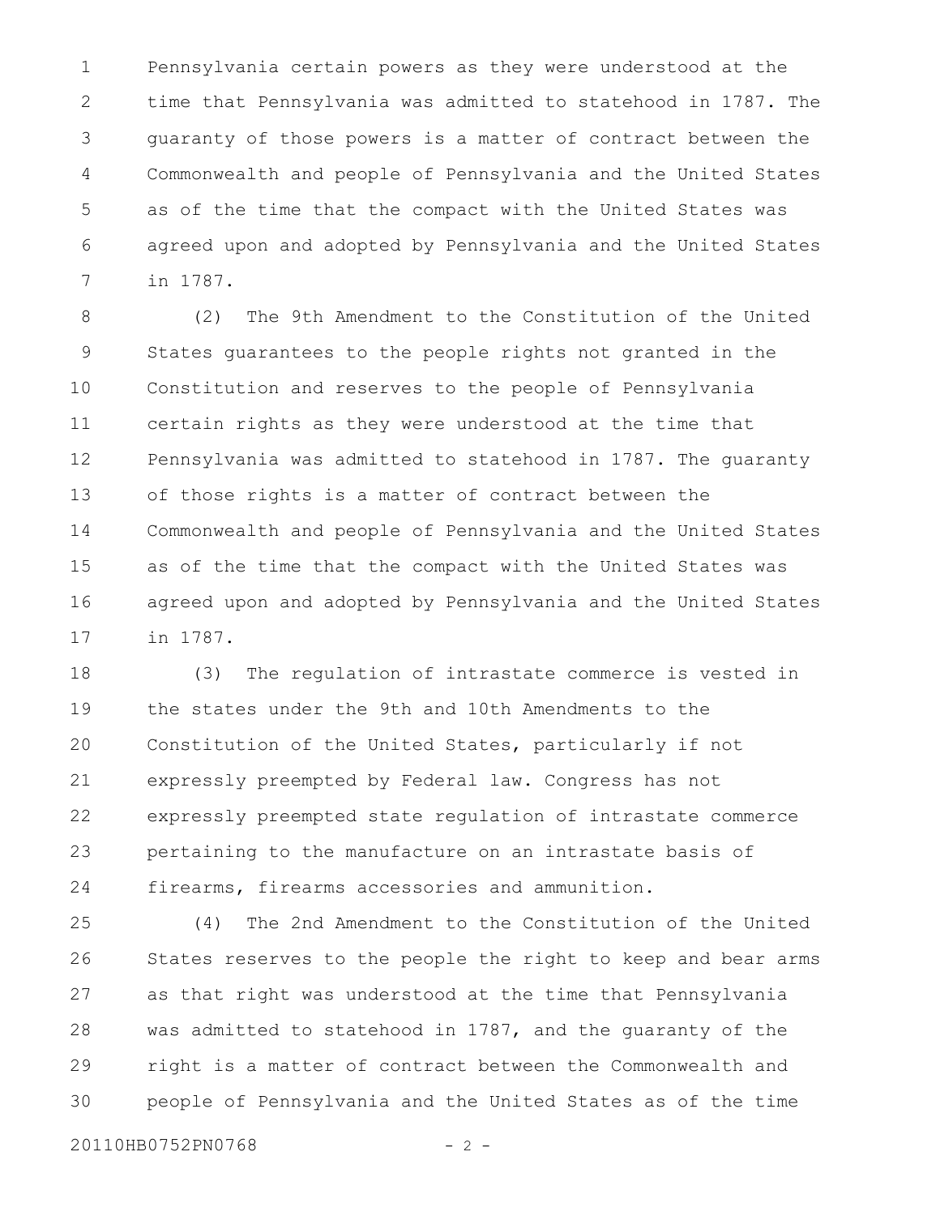Pennsylvania certain powers as they were understood at the time that Pennsylvania was admitted to statehood in 1787. The guaranty of those powers is a matter of contract between the Commonwealth and people of Pennsylvania and the United States as of the time that the compact with the United States was agreed upon and adopted by Pennsylvania and the United States in 1787.

(2) The 9th Amendment to the Constitution of the United States guarantees to the people rights not granted in the Constitution and reserves to the people of Pennsylvania certain rights as they were understood at the time that Pennsylvania was admitted to statehood in 1787. The guaranty of those rights is a matter of contract between the Commonwealth and people of Pennsylvania and the United States as of the time that the compact with the United States was agreed upon and adopted by Pennsylvania and the United States in 1787.

(3) The regulation of intrastate commerce is vested in the states under the 9th and 10th Amendments to the Constitution of the United States, particularly if not expressly preempted by Federal law. Congress has not expressly preempted state regulation of intrastate commerce pertaining to the manufacture on an intrastate basis of firearms, firearms accessories and ammunition.

(4) The 2nd Amendment to the Constitution of the United States reserves to the people the right to keep and bear arms as that right was understood at the time that Pennsylvania was admitted to statehood in 1787, and the guaranty of the right is a matter of contract between the Commonwealth and people of Pennsylvania and the United States as of the time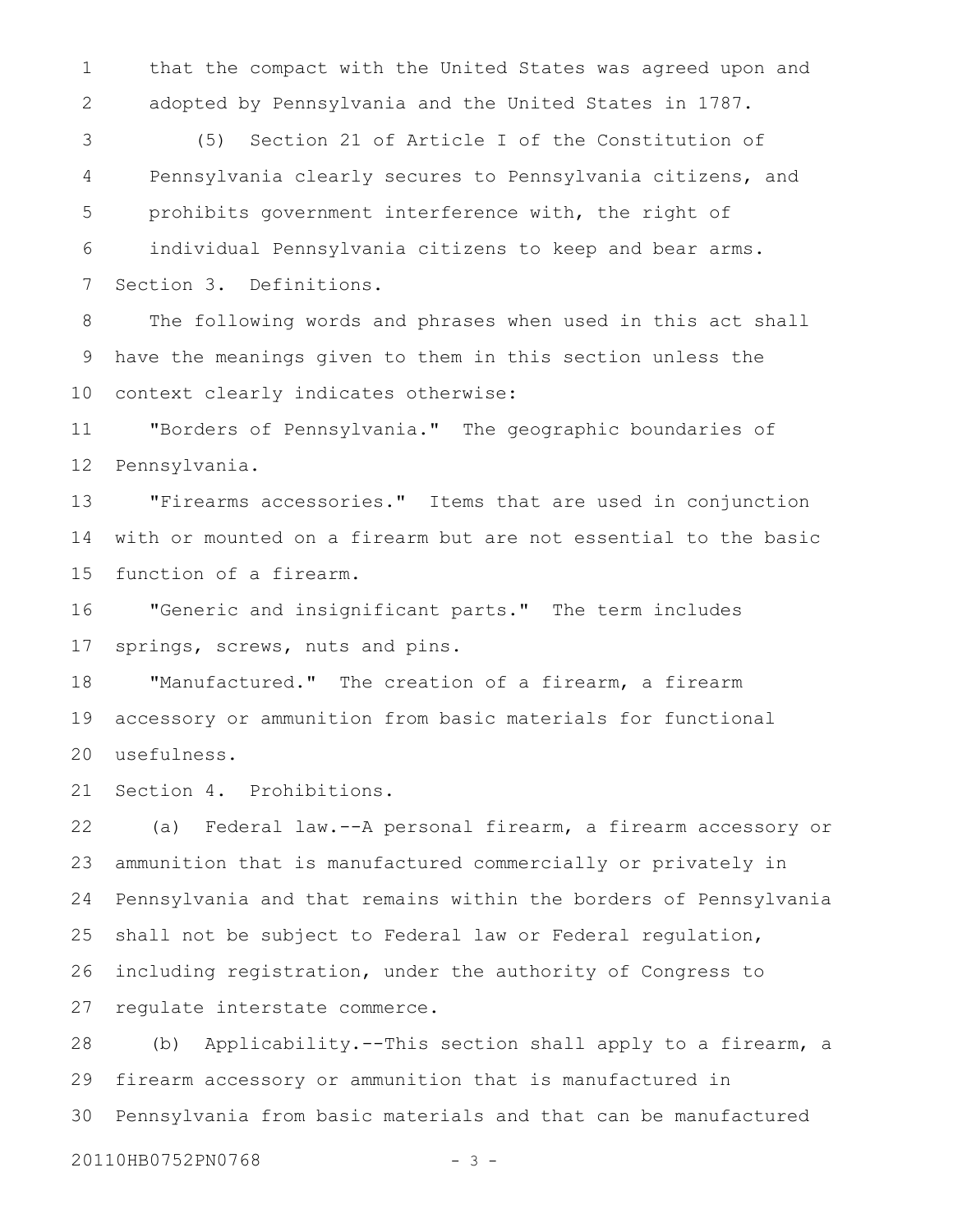that the compact with the United States was agreed upon and adopted by Pennsylvania and the United States in 1787.

(5) Section 21 of Article I of the Constitution of Pennsylvania clearly secures to Pennsylvania citizens, and prohibits government interference with, the right of individual Pennsylvania citizens to keep and bear arms.

Section 3. Definitions.

The following words and phrases when used in this act shall have the meanings given to them in this section unless the context clearly indicates otherwise:

"Borders of Pennsylvania." The geographic boundaries of Pennsylvania.

"Firearms accessories." Items that are used in conjunction with or mounted on a firearm but are not essential to the basic function of a firearm.

"Generic and insignificant parts." The term includes springs, screws, nuts and pins.

"Manufactured." The creation of a firearm, a firearm accessory or ammunition from basic materials for functional usefulness.

Section 4. Prohibitions.

(a) Federal law.--A personal firearm, a firearm accessory or ammunition that is manufactured commercially or privately in Pennsylvania and that remains within the borders of Pennsylvania shall not be subject to Federal law or Federal regulation, including registration, under the authority of Congress to regulate interstate commerce.

(b) Applicability.--This section shall apply to a firearm, a firearm accessory or ammunition that is manufactured in Pennsylvania from basic materials and that can be manufactured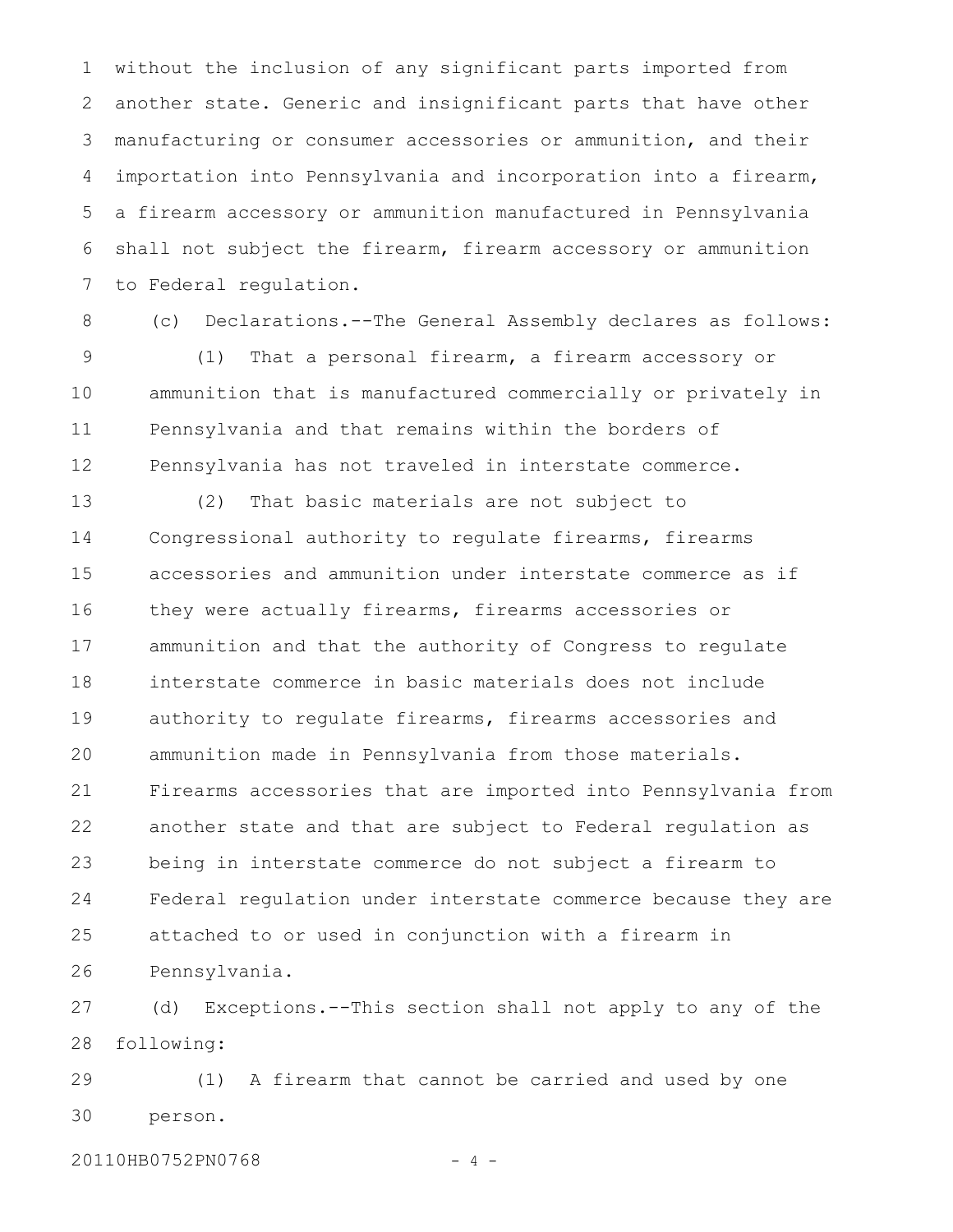without the inclusion of any significant parts imported from another state. Generic and insignificant parts that have other manufacturing or consumer accessories or ammunition, and their importation into Pennsylvania and incorporation into a firearm, a firearm accessory or ammunition manufactured in Pennsylvania shall not subject the firearm, firearm accessory or ammunition to Federal regulation.

(c) Declarations.--The General Assembly declares as follows:

(1) That a personal firearm, a firearm accessory or ammunition that is manufactured commercially or privately in Pennsylvania and that remains within the borders of Pennsylvania has not traveled in interstate commerce.

(2) That basic materials are not subject to Congressional authority to regulate firearms, firearms accessories and ammunition under interstate commerce as if they were actually firearms, firearms accessories or ammunition and that the authority of Congress to regulate interstate commerce in basic materials does not include authority to regulate firearms, firearms accessories and ammunition made in Pennsylvania from those materials. Firearms accessories that are imported into Pennsylvania from another state and that are subject to Federal regulation as being in interstate commerce do not subject a firearm to Federal regulation under interstate commerce because they are attached to or used in conjunction with a firearm in Pennsylvania.

(d) Exceptions.--This section shall not apply to any of the following:

(1) A firearm that cannot be carried and used by one person.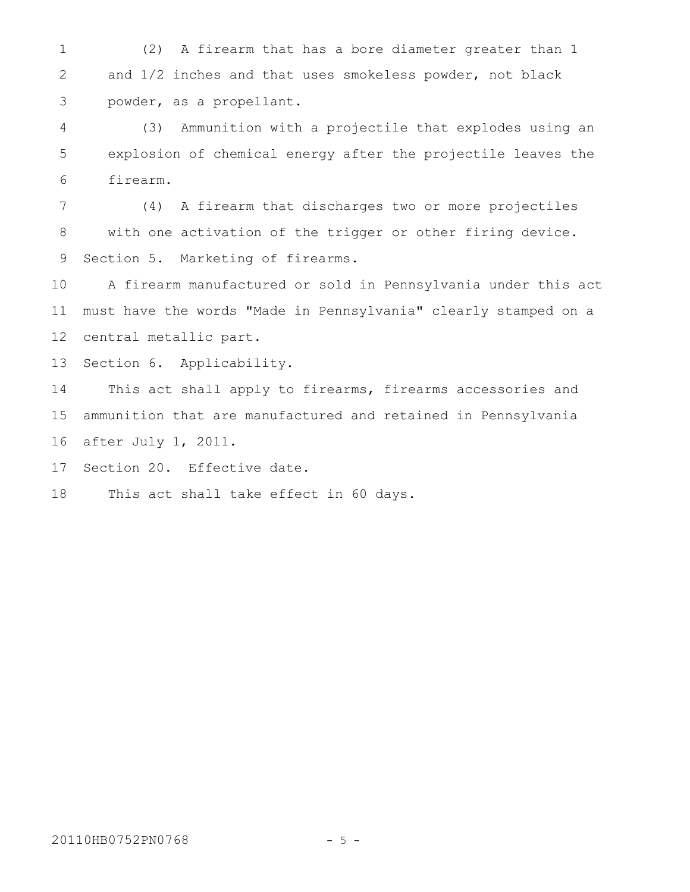(2) A firearm that has a bore diameter greater than 1 and 1/2 inches and that uses smokeless powder, not black powder, as a propellant.

(3) Ammunition with a projectile that explodes using an explosion of chemical energy after the projectile leaves the firearm.

(4) A firearm that discharges two or more projectiles with one activation of the trigger or other firing device.

Section 5. Marketing of firearms.

A firearm manufactured or sold in Pennsylvania under this act must have the words "Made in Pennsylvania" clearly stamped on a central metallic part.

Section 6. Applicability.

This act shall apply to firearms, firearms accessories and ammunition that are manufactured and retained in Pennsylvania after July 1, 2011.

Section 20. Effective date.

This act shall take effect in 60 days.